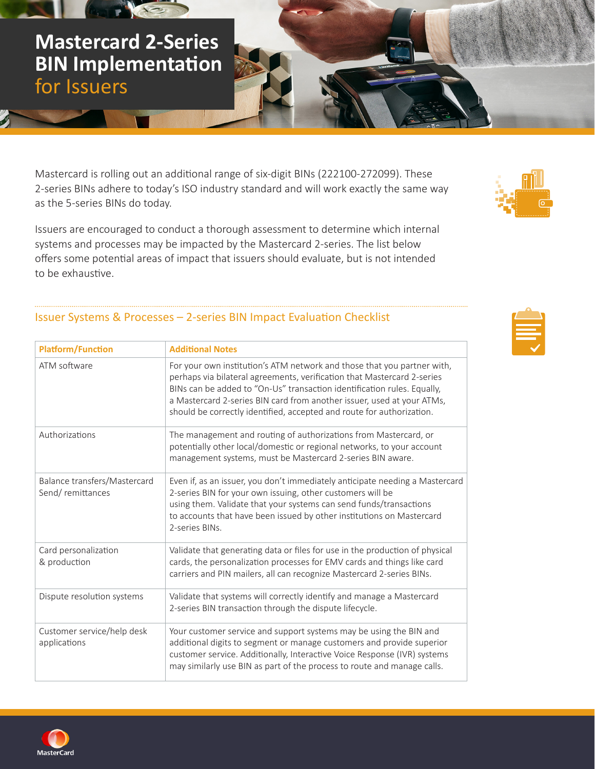# Mastercard 2-Series BIN Implementation for Issuers

Mastercard is rolling out an additional range of six-digit BINs (222100-272099). These 2-series BINs adhere to today's ISO industry standard and will work exactly the same way as the 5-series BINs do today.

Issuers are encouraged to conduct a thorough assessment to determine which internal systems and processes may be impacted by the Mastercard 2-series. The list below offers some potential areas of impact that issuers should evaluate, but is not intended to be exhaustive.

## Issuer Systems & Processes – 2-series BIN Impact Evaluation Checklist

| Platform/Function | Additional Notes |
| --- | --- |
| ATM software | For your own institution's ATM network and those that you partner with, perhaps via bilateral agreements, verification that Mastercard 2-series BINs can be added to "On-Us" transaction identification rules. Equally, a Mastercard 2-series BIN card from another issuer, used at your ATMs, should be correctly identified, accepted and route for authorization. |
| Authorizations | The management and routing of authorizations from Mastercard, or potentially other local/domestic or regional networks, to your account management systems, must be Mastercard 2-series BIN aware. |
| Balance transfers/Mastercard Send/ remittances | Even if, as an issuer, you don't immediately anticipate needing a Mastercard 2-series BIN for your own issuing, other customers will be using them. Validate that your systems can send funds/transactions to accounts that have been issued by other institutions on Mastercard 2-series BINs. |
| Card personalization & production | Validate that generating data or files for use in the production of physical cards, the personalization processes for EMV cards and things like card carriers and PIN mailers, all can recognize Mastercard 2-series BINs. |
| Dispute resolution systems | Validate that systems will correctly identify and manage a Mastercard 2-series BIN transaction through the dispute lifecycle. |
| Customer service/help desk applications | Your customer service and support systems may be using the BIN and additional digits to segment or manage customers and provide superior customer service. Additionally, Interactive Voice Response (IVR) systems may similarly use BIN as part of the process to route and manage calls. |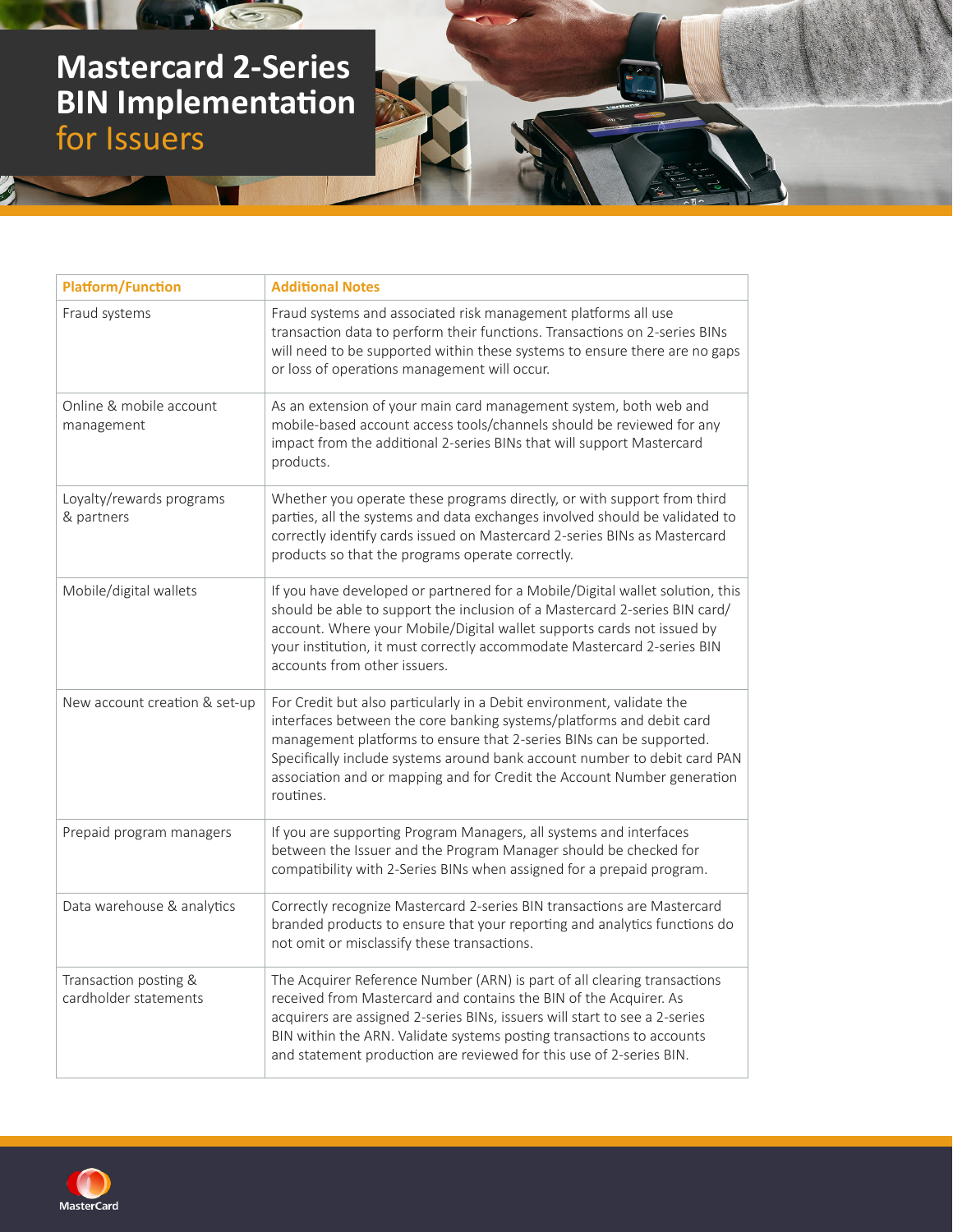# Mastercard 2-Series BIN Implementation for Issuers

| Platform/Function | Additional Notes |
| --- | --- |
| Fraud systems | Fraud systems and associated risk management platforms all use transaction data to perform their functions. Transactions on 2-series BINs will need to be supported within these systems to ensure there are no gaps or loss of operations management will occur. |
| Online & mobile account management | As an extension of your main card management system, both web and mobile-based account access tools/channels should be reviewed for any impact from the additional 2-series BINs that will support Mastercard products. |
| Loyalty/rewards programs & partners | Whether you operate these programs directly, or with support from third parties, all the systems and data exchanges involved should be validated to correctly identify cards issued on Mastercard 2-series BINs as Mastercard products so that the programs operate correctly. |
| Mobile/digital wallets | If you have developed or partnered for a Mobile/Digital wallet solution, this should be able to support the inclusion of a Mastercard 2-series BIN card/account. Where your Mobile/Digital wallet supports cards not issued by your institution, it must correctly accommodate Mastercard 2-series BIN accounts from other issuers. |
| New account creation & set-up | For Credit but also particularly in a Debit environment, validate the interfaces between the core banking systems/platforms and debit card management platforms to ensure that 2-series BINs can be supported. Specifically include systems around bank account number to debit card PAN association and or mapping and for Credit the Account Number generation routines. |
| Prepaid program managers | If you are supporting Program Managers, all systems and interfaces between the Issuer and the Program Manager should be checked for compatibility with 2-Series BINs when assigned for a prepaid program. |
| Data warehouse & analytics | Correctly recognize Mastercard 2-series BIN transactions are Mastercard branded products to ensure that your reporting and analytics functions do not omit or misclassify these transactions. |
| Transaction posting & cardholder statements | The Acquirer Reference Number (ARN) is part of all clearing transactions received from Mastercard and contains the BIN of the Acquirer. As acquirers are assigned 2-series BINs, issuers will start to see a 2-series BIN within the ARN. Validate systems posting transactions to accounts and statement production are reviewed for this use of 2-series BIN. |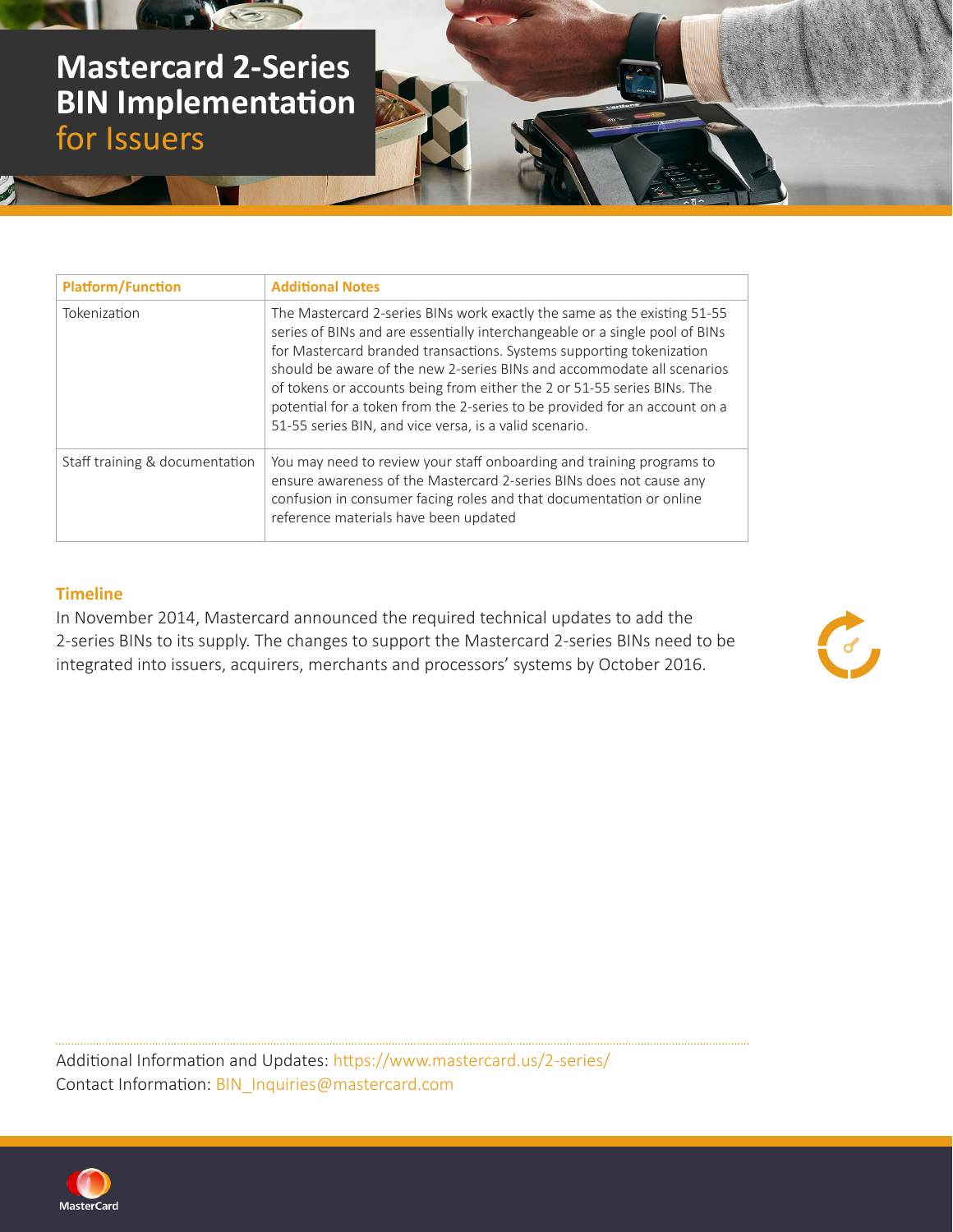# Mastercard 2-Series BIN Implementation for Issuers

| Platform/Function | Additional Notes |
| --- | --- |
| Tokenization | The Mastercard 2-series BINs work exactly the same as the existing 51-55 series of BINs and are essentially interchangeable or a single pool of BINs for Mastercard branded transactions. Systems supporting tokenization should be aware of the new 2-series BINs and accommodate all scenarios of tokens or accounts being from either the 2 or 51-55 series BINs. The potential for a token from the 2-series to be provided for an account on a 51-55 series BIN, and vice versa, is a valid scenario. |
| Staff training & documentation | You may need to review your staff onboarding and training programs to ensure awareness of the Mastercard 2-series BINs does not cause any confusion in consumer facing roles and that documentation or online reference materials have been updated |

## Timeline

In November 2014, Mastercard announced the required technical updates to add the 2-series BINs to its supply. The changes to support the Mastercard 2-series BINs need to be integrated into issuers, acquirers, merchants and processors' systems by October 2016.

Additional Information and Updates: https://www.mastercard.us/2-series/
Contact Information: BIN_Inquiries@mastercard.com